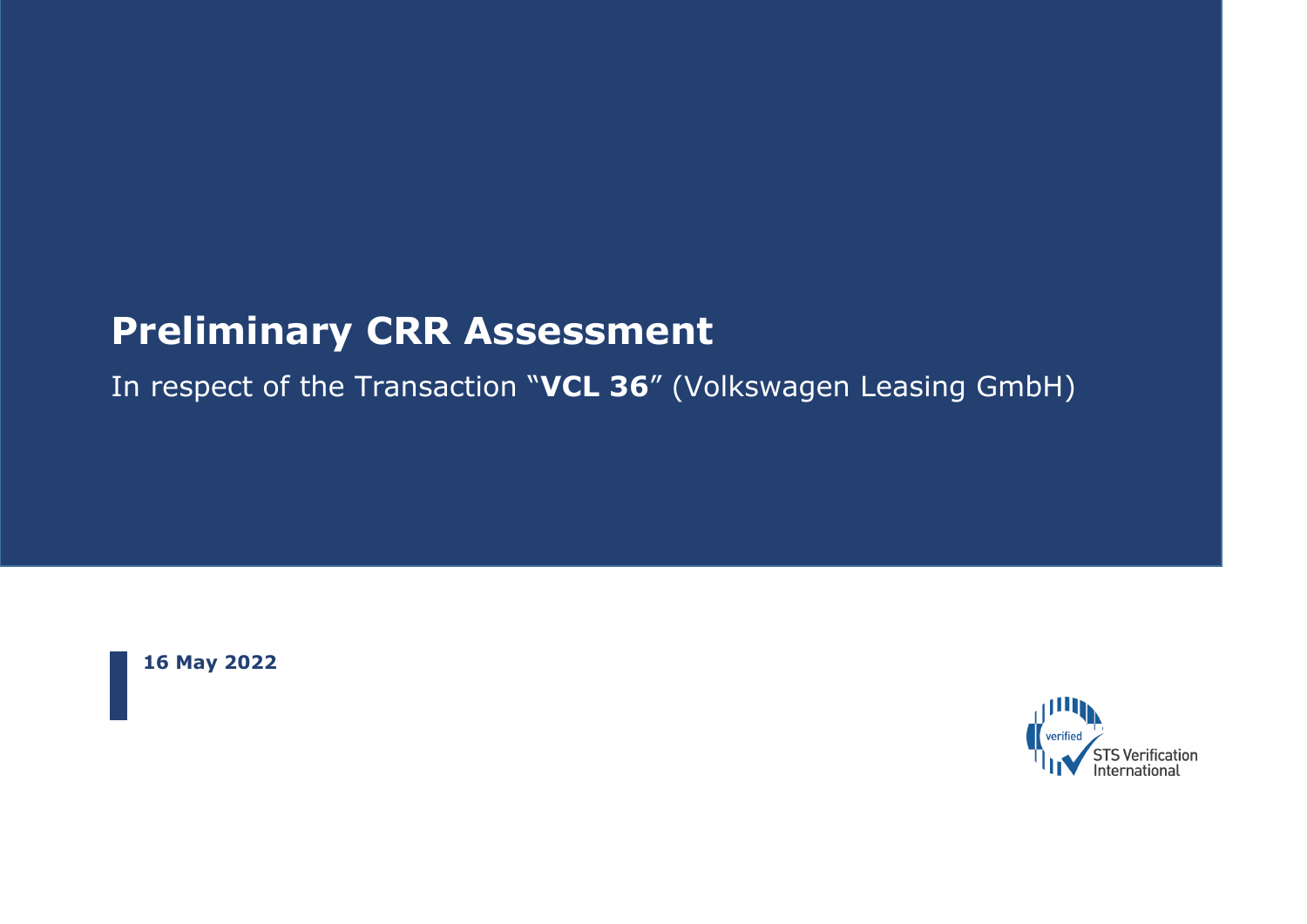# Preliminary CRR Assessment

In respect of the Transaction "**VCL 36**" (Volkswagen Leasing GmbH)

**16 May 2022**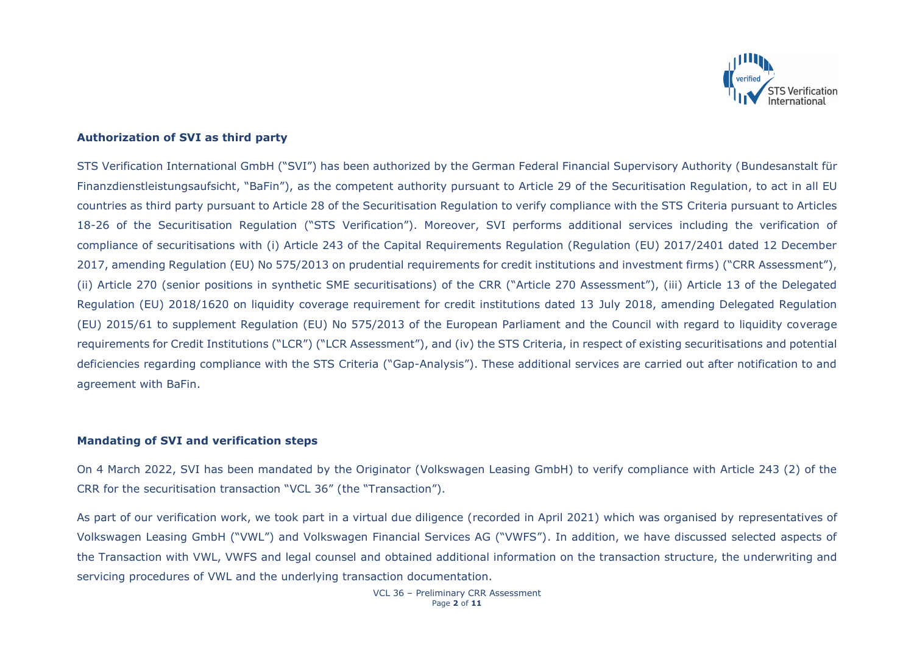## Authorization of SVI as third party

STS Verification International GmbH ("SVI") has been authorized by the German Federal Financial Supervisory Authority (Bundesanstalt für Finanzdienstleistungsaufsicht, "BaFin"), as the competent authority pursuant to Article 29 of the Securitisation Regulation, to act in all EU countries as third party pursuant to Article 28 of the Securitisation Regulation to verify compliance with the STS Criteria pursuant to Articles 18-26 of the Securitisation Regulation ("STS Verification"). Moreover, SVI performs additional services including the verification of compliance of securitisations with (i) Article 243 of the Capital Requirements Regulation (Regulation (EU) 2017/2401 dated 12 December 2017, amending Regulation (EU) No 575/2013 on prudential requirements for credit institutions and investment firms) ("CRR Assessment"), (ii) Article 270 (senior positions in synthetic SME securitisations) of the CRR ("Article 270 Assessment"), (iii) Article 13 of the Delegated Regulation (EU) 2018/1620 on liquidity coverage requirement for credit institutions dated 13 July 2018, amending Delegated Regulation (EU) 2015/61 to supplement Regulation (EU) No 575/2013 of the European Parliament and the Council with regard to liquidity coverage requirements for Credit Institutions ("LCR") ("LCR Assessment"), and (iv) the STS Criteria, in respect of existing securitisations and potential deficiencies regarding compliance with the STS Criteria ("Gap-Analysis"). These additional services are carried out after notification to and agreement with BaFin.

## Mandating of SVI and verification steps

On 4 March 2022, SVI has been mandated by the Originator (Volkswagen Leasing GmbH) to verify compliance with Article 243 (2) of the CRR for the securitisation transaction "VCL 36" (the "Transaction").

As part of our verification work, we took part in a virtual due diligence (recorded in April 2021) which was organised by representatives of Volkswagen Leasing GmbH ("VWL") and Volkswagen Financial Services AG ("VWFS"). In addition, we have discussed selected aspects of the Transaction with VWL, VWFS and legal counsel and obtained additional information on the transaction structure, the underwriting and servicing procedures of VWL and the underlying transaction documentation.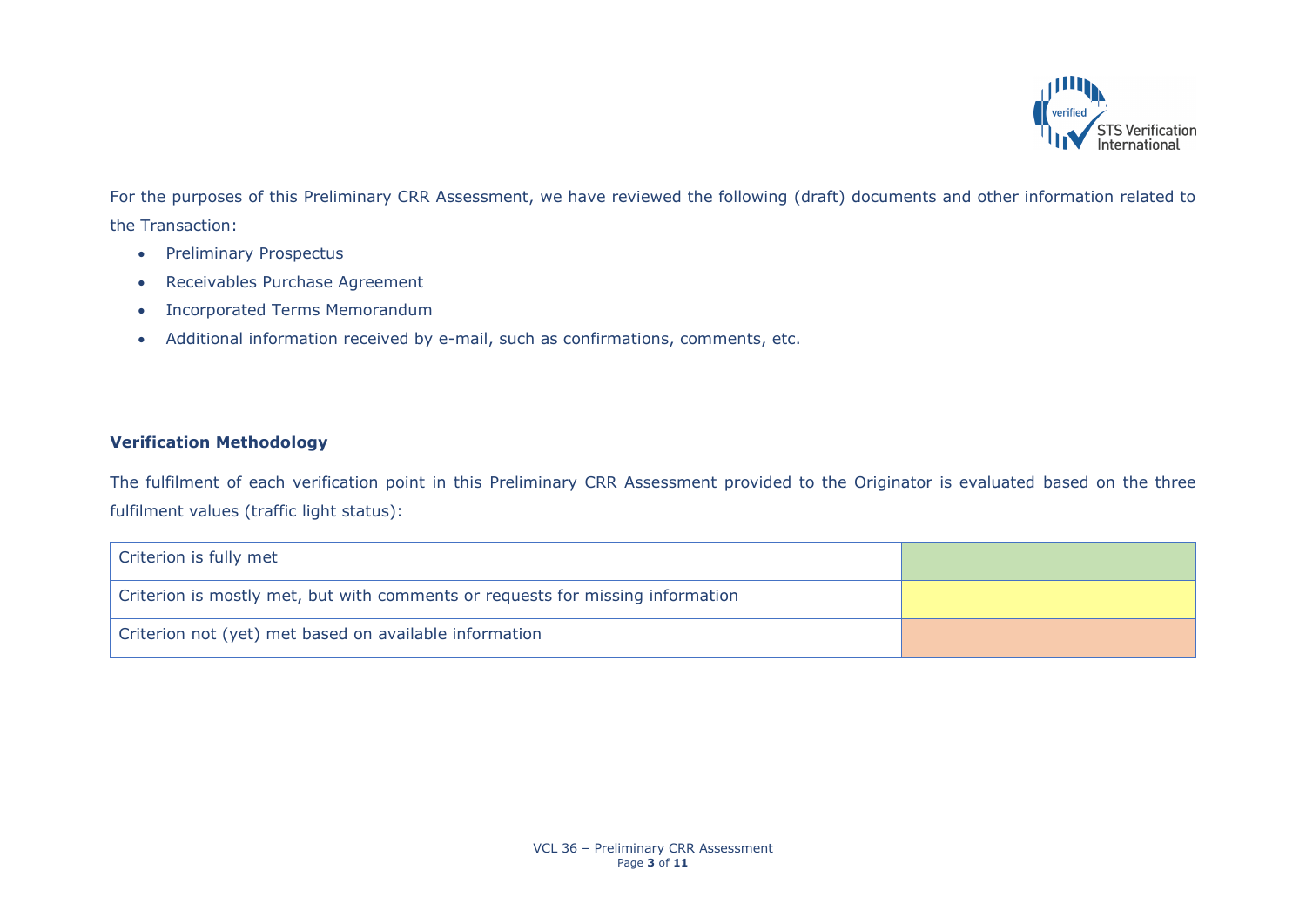For the purposes of this Preliminary CRR Assessment, we have reviewed the following (draft) documents and other information related to the Transaction:

- Preliminary Prospectus
- Receivables Purchase Agreement
- Incorporated Terms Memorandum
- Additional information received by e-mail, such as confirmations, comments, etc.

**Verification Methodology**

The fulfilment of each verification point in this Preliminary CRR Assessment provided to the Originator is evaluated based on the three fulfilment values (traffic light status):

| | |
|---|---|
| Criterion is fully met | (green) |
| Criterion is mostly met, but with comments or requests for missing information | (yellow) |
| Criterion not (yet) met based on available information | (orange) |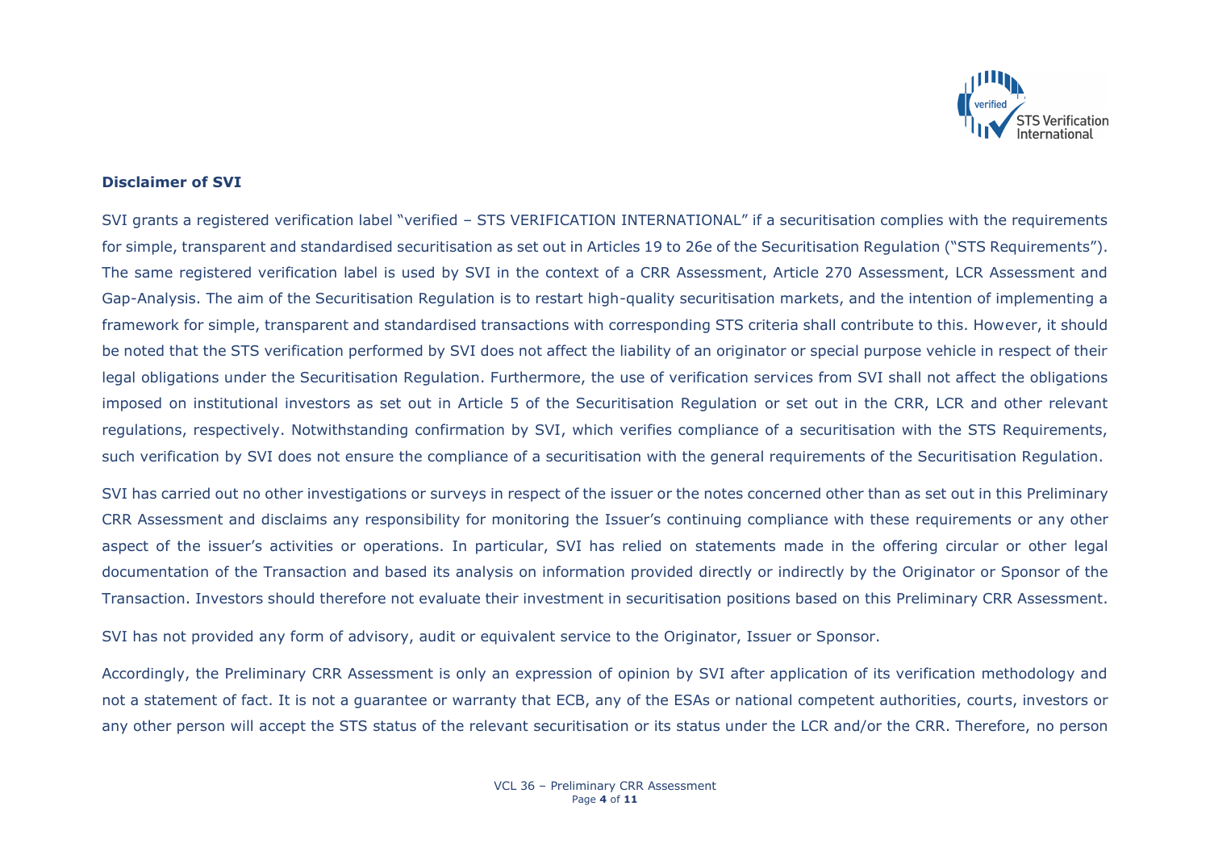**Disclaimer of SVI**

SVI grants a registered verification label "verified – STS VERIFICATION INTERNATIONAL" if a securitisation complies with the requirements for simple, transparent and standardised securitisation as set out in Articles 19 to 26e of the Securitisation Regulation ("STS Requirements"). The same registered verification label is used by SVI in the context of a CRR Assessment, Article 270 Assessment, LCR Assessment and Gap-Analysis. The aim of the Securitisation Regulation is to restart high-quality securitisation markets, and the intention of implementing a framework for simple, transparent and standardised transactions with corresponding STS criteria shall contribute to this. However, it should be noted that the STS verification performed by SVI does not affect the liability of an originator or special purpose vehicle in respect of their legal obligations under the Securitisation Regulation. Furthermore, the use of verification services from SVI shall not affect the obligations imposed on institutional investors as set out in Article 5 of the Securitisation Regulation or set out in the CRR, LCR and other relevant regulations, respectively. Notwithstanding confirmation by SVI, which verifies compliance of a securitisation with the STS Requirements, such verification by SVI does not ensure the compliance of a securitisation with the general requirements of the Securitisation Regulation.

SVI has carried out no other investigations or surveys in respect of the issuer or the notes concerned other than as set out in this Preliminary CRR Assessment and disclaims any responsibility for monitoring the Issuer's continuing compliance with these requirements or any other aspect of the issuer's activities or operations. In particular, SVI has relied on statements made in the offering circular or other legal documentation of the Transaction and based its analysis on information provided directly or indirectly by the Originator or Sponsor of the Transaction. Investors should therefore not evaluate their investment in securitisation positions based on this Preliminary CRR Assessment.

SVI has not provided any form of advisory, audit or equivalent service to the Originator, Issuer or Sponsor.

Accordingly, the Preliminary CRR Assessment is only an expression of opinion by SVI after application of its verification methodology and not a statement of fact. It is not a guarantee or warranty that ECB, any of the ESAs or national competent authorities, courts, investors or any other person will accept the STS status of the relevant securitisation or its status under the LCR and/or the CRR. Therefore, no person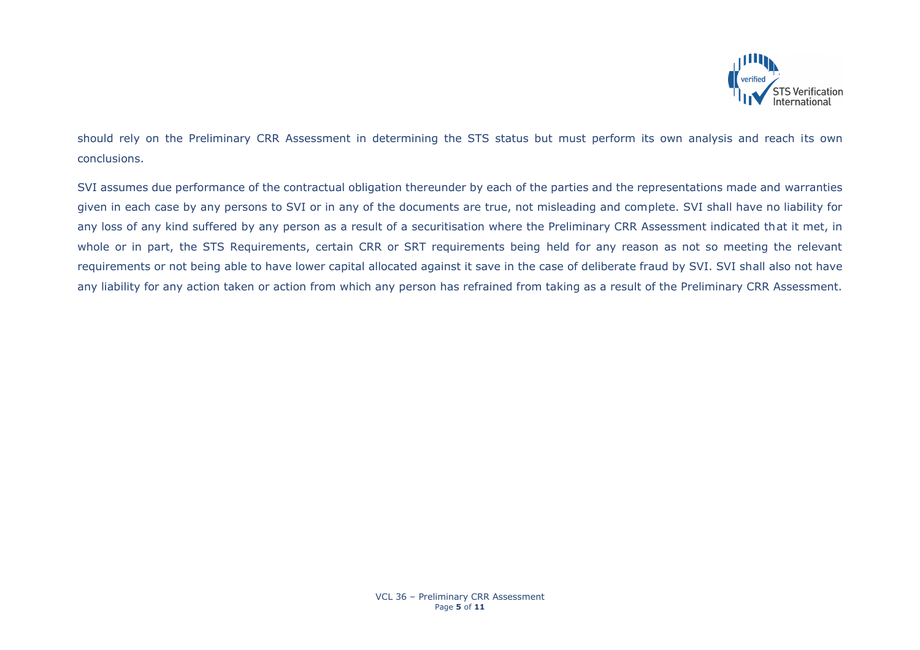should rely on the Preliminary CRR Assessment in determining the STS status but must perform its own analysis and reach its own conclusions.

SVI assumes due performance of the contractual obligation thereunder by each of the parties and the representations made and warranties given in each case by any persons to SVI or in any of the documents are true, not misleading and complete. SVI shall have no liability for any loss of any kind suffered by any person as a result of a securitisation where the Preliminary CRR Assessment indicated that it met, in whole or in part, the STS Requirements, certain CRR or SRT requirements being held for any reason as not so meeting the relevant requirements or not being able to have lower capital allocated against it save in the case of deliberate fraud by SVI. SVI shall also not have any liability for any action taken or action from which any person has refrained from taking as a result of the Preliminary CRR Assessment.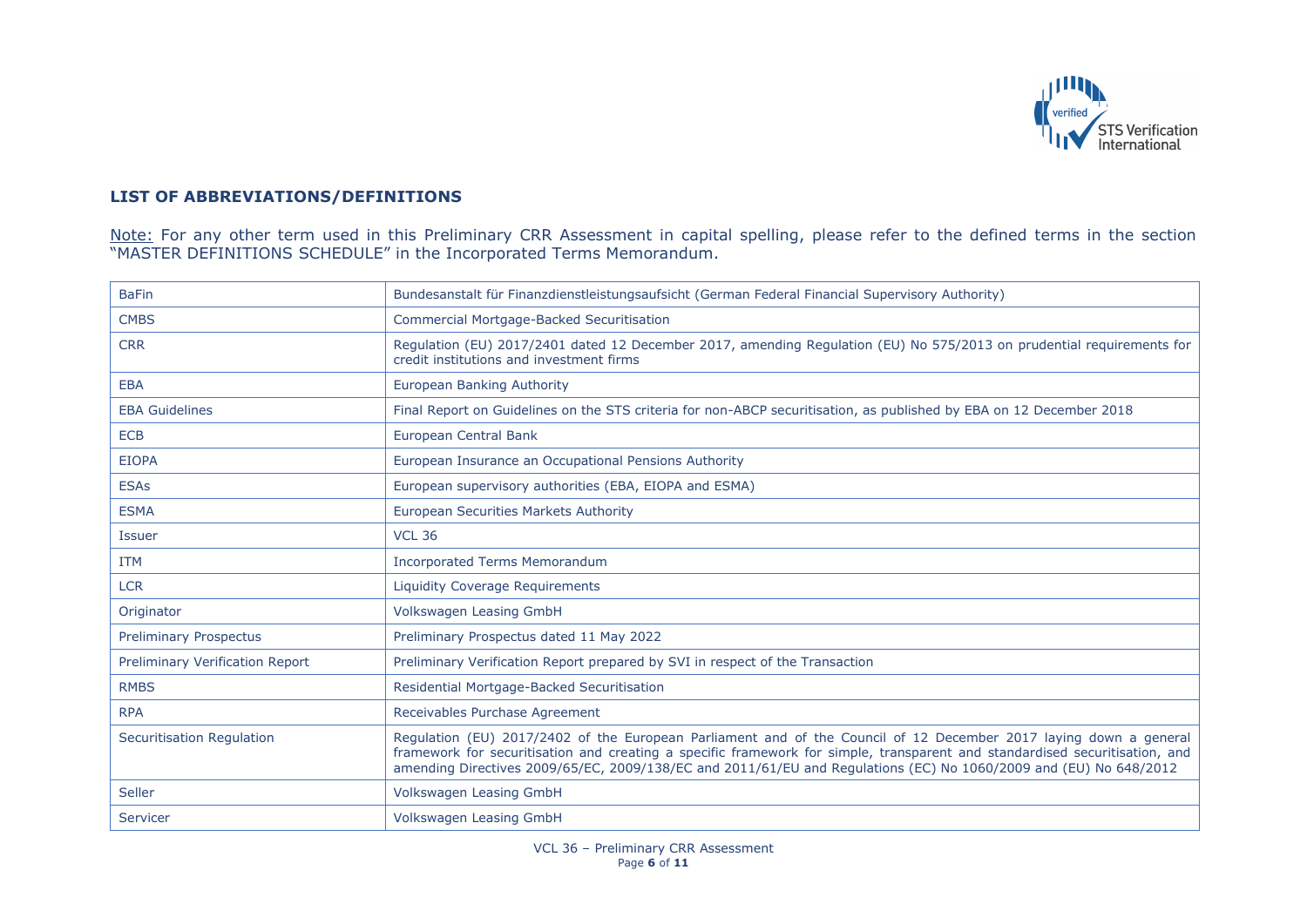## LIST OF ABBREVIATIONS/DEFINITIONS

Note: For any other term used in this Preliminary CRR Assessment in capital spelling, please refer to the defined terms in the section "MASTER DEFINITIONS SCHEDULE" in the Incorporated Terms Memorandum.

| | |
|---|---|
| BaFin | Bundesanstalt für Finanzdienstleistungsaufsicht (German Federal Financial Supervisory Authority) |
| CMBS | Commercial Mortgage-Backed Securitisation |
| CRR | Regulation (EU) 2017/2401 dated 12 December 2017, amending Regulation (EU) No 575/2013 on prudential requirements for credit institutions and investment firms |
| EBA | European Banking Authority |
| EBA Guidelines | Final Report on Guidelines on the STS criteria for non-ABCP securitisation, as published by EBA on 12 December 2018 |
| ECB | European Central Bank |
| EIOPA | European Insurance an Occupational Pensions Authority |
| ESAs | European supervisory authorities (EBA, EIOPA and ESMA) |
| ESMA | European Securities Markets Authority |
| Issuer | VCL 36 |
| ITM | Incorporated Terms Memorandum |
| LCR | Liquidity Coverage Requirements |
| Originator | Volkswagen Leasing GmbH |
| Preliminary Prospectus | Preliminary Prospectus dated 11 May 2022 |
| Preliminary Verification Report | Preliminary Verification Report prepared by SVI in respect of the Transaction |
| RMBS | Residential Mortgage-Backed Securitisation |
| RPA | Receivables Purchase Agreement |
| Securitisation Regulation | Regulation (EU) 2017/2402 of the European Parliament and of the Council of 12 December 2017 laying down a general framework for securitisation and creating a specific framework for simple, transparent and standardised securitisation, and amending Directives 2009/65/EC, 2009/138/EC and 2011/61/EU and Regulations (EC) No 1060/2009 and (EU) No 648/2012 |
| Seller | Volkswagen Leasing GmbH |
| Servicer | Volkswagen Leasing GmbH |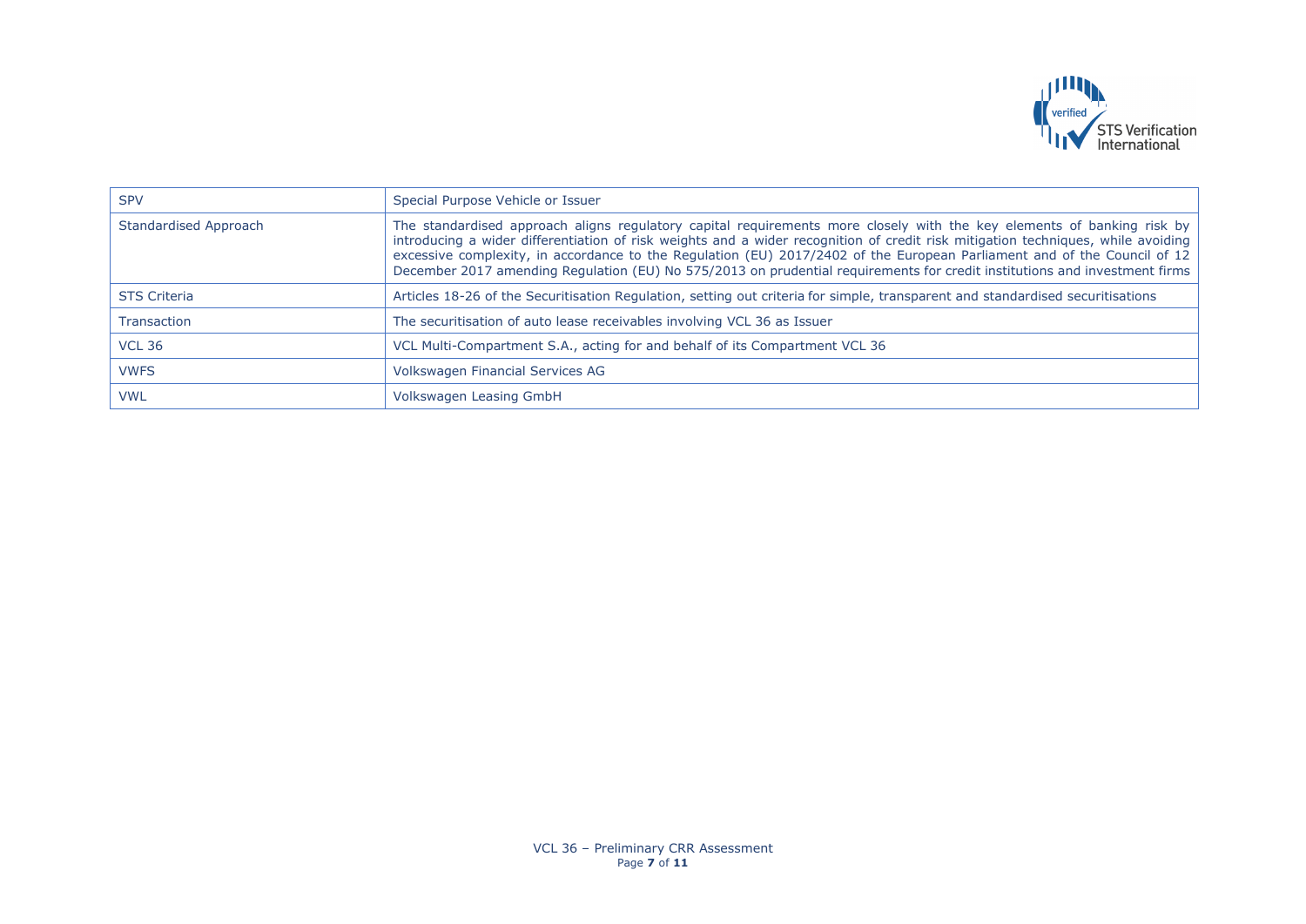| SPV | Special Purpose Vehicle or Issuer |
|---|---|
| Standardised Approach | The standardised approach aligns regulatory capital requirements more closely with the key elements of banking risk by introducing a wider differentiation of risk weights and a wider recognition of credit risk mitigation techniques, while avoiding excessive complexity, in accordance to the Regulation (EU) 2017/2402 of the European Parliament and of the Council of 12 December 2017 amending Regulation (EU) No 575/2013 on prudential requirements for credit institutions and investment firms |
| STS Criteria | Articles 18-26 of the Securitisation Regulation, setting out criteria for simple, transparent and standardised securitisations |
| Transaction | The securitisation of auto lease receivables involving VCL 36 as Issuer |
| VCL 36 | VCL Multi-Compartment S.A., acting for and behalf of its Compartment VCL 36 |
| VWFS | Volkswagen Financial Services AG |
| VWL | Volkswagen Leasing GmbH |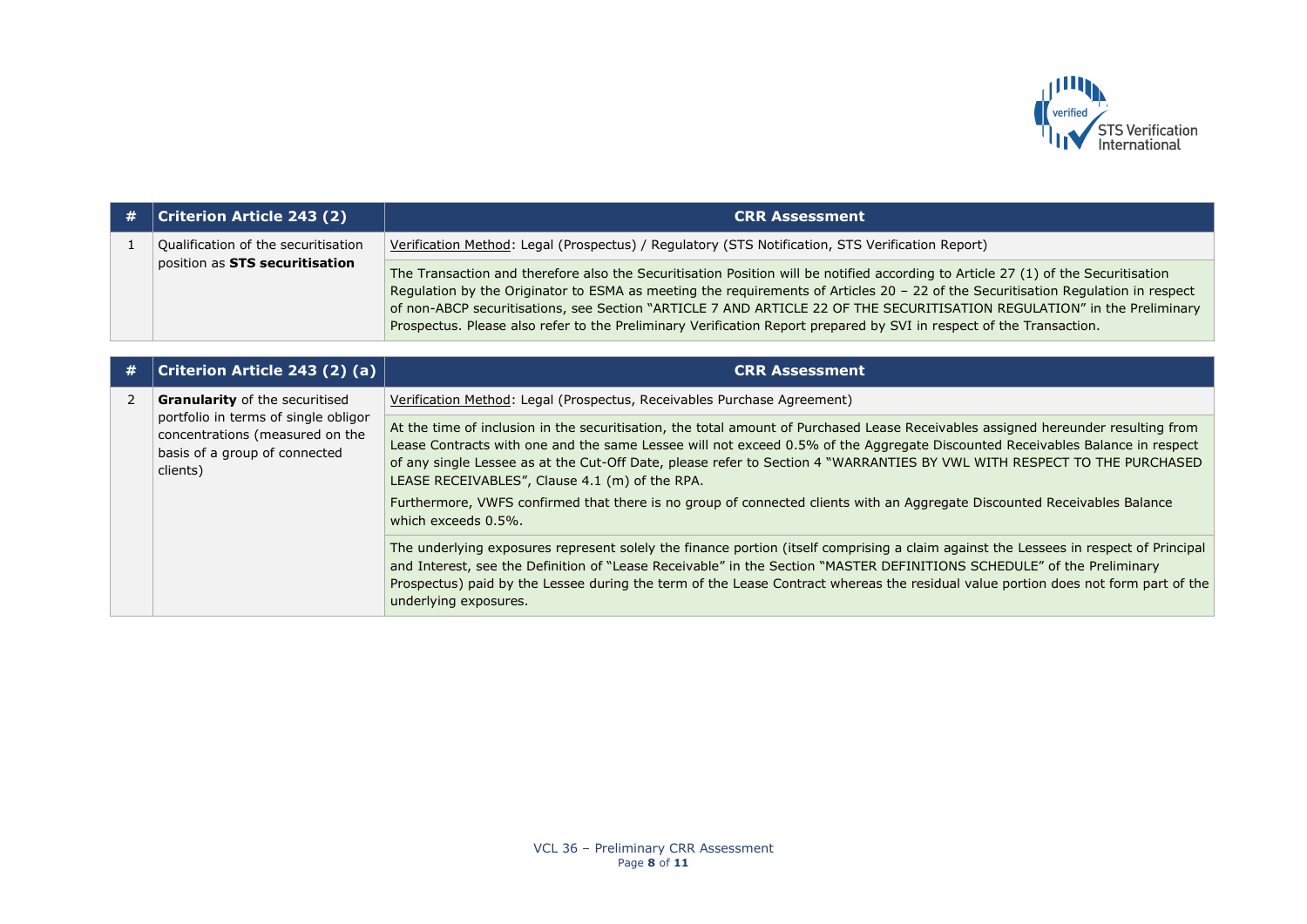| # | Criterion Article 243 (2) | CRR Assessment |
|---|---|---|
| 1 | Qualification of the securitisation position as **STS securitisation** | Verification Method: Legal (Prospectus) / Regulatory (STS Notification, STS Verification Report) |
| | | The Transaction and therefore also the Securitisation Position will be notified according to Article 27 (1) of the Securitisation Regulation by the Originator to ESMA as meeting the requirements of Articles 20 – 22 of the Securitisation Regulation in respect of non-ABCP securitisations, see Section "ARTICLE 7 AND ARTICLE 22 OF THE SECURITISATION REGULATION" in the Preliminary Prospectus. Please also refer to the Preliminary Verification Report prepared by SVI in respect of the Transaction. |

| # | Criterion Article 243 (2) (a) | CRR Assessment |
|---|---|---|
| 2 | **Granularity** of the securitised portfolio in terms of single obligor concentrations (measured on the basis of a group of connected clients) | Verification Method: Legal (Prospectus, Receivables Purchase Agreement) |
| | | At the time of inclusion in the securitisation, the total amount of Purchased Lease Receivables assigned hereunder resulting from Lease Contracts with one and the same Lessee will not exceed 0.5% of the Aggregate Discounted Receivables Balance in respect of any single Lessee as at the Cut-Off Date, please refer to Section 4 "WARRANTIES BY VWL WITH RESPECT TO THE PURCHASED LEASE RECEIVABLES", Clause 4.1 (m) of the RPA.<br><br>Furthermore, VWFS confirmed that there is no group of connected clients with an Aggregate Discounted Receivables Balance which exceeds 0.5%. |
| | | The underlying exposures represent solely the finance portion (itself comprising a claim against the Lessees in respect of Principal and Interest, see the Definition of "Lease Receivable" in the Section "MASTER DEFINITIONS SCHEDULE" of the Preliminary Prospectus) paid by the Lessee during the term of the Lease Contract whereas the residual value portion does not form part of the underlying exposures. |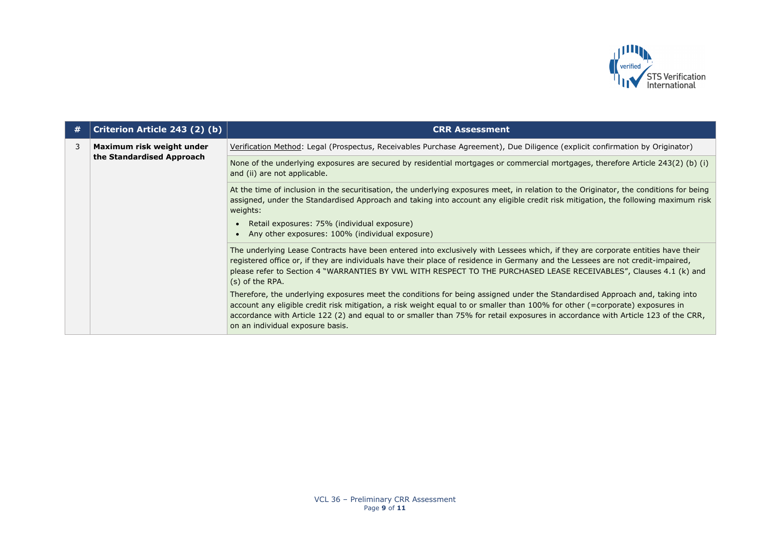| # | Criterion Article 243 (2) (b) | CRR Assessment |
|---|---|---|
| 3 | **Maximum risk weight under the Standardised Approach** | Verification Method: Legal (Prospectus, Receivables Purchase Agreement), Due Diligence (explicit confirmation by Originator) |
| | | None of the underlying exposures are secured by residential mortgages or commercial mortgages, therefore Article 243(2) (b) (i) and (ii) are not applicable. |
| | | At the time of inclusion in the securitisation, the underlying exposures meet, in relation to the Originator, the conditions for being assigned, under the Standardised Approach and taking into account any eligible credit risk mitigation, the following maximum risk weights:<br>• Retail exposures: 75% (individual exposure)<br>• Any other exposures: 100% (individual exposure) |
| | | The underlying Lease Contracts have been entered into exclusively with Lessees which, if they are corporate entities have their registered office or, if they are individuals have their place of residence in Germany and the Lessees are not credit-impaired, please refer to Section 4 "WARRANTIES BY VWL WITH RESPECT TO THE PURCHASED LEASE RECEIVABLES", Clauses 4.1 (k) and (s) of the RPA.<br><br>Therefore, the underlying exposures meet the conditions for being assigned under the Standardised Approach and, taking into account any eligible credit risk mitigation, a risk weight equal to or smaller than 100% for other (=corporate) exposures in accordance with Article 122 (2) and equal to or smaller than 75% for retail exposures in accordance with Article 123 of the CRR, on an individual exposure basis. |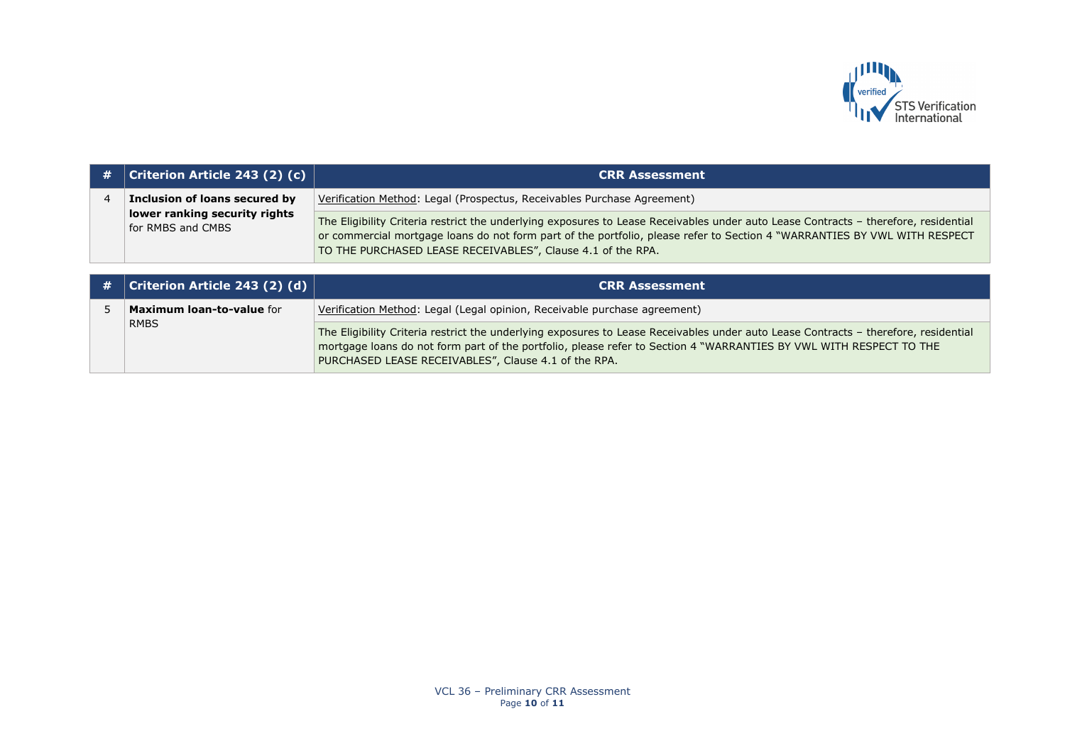| # | Criterion Article 243 (2) (c) | CRR Assessment |
|---|---|---|
| 4 | **Inclusion of loans secured by lower ranking security rights** for RMBS and CMBS | Verification Method: Legal (Prospectus, Receivables Purchase Agreement) |
| | | The Eligibility Criteria restrict the underlying exposures to Lease Receivables under auto Lease Contracts – therefore, residential or commercial mortgage loans do not form part of the portfolio, please refer to Section 4 "WARRANTIES BY VWL WITH RESPECT TO THE PURCHASED LEASE RECEIVABLES", Clause 4.1 of the RPA. |

| # | Criterion Article 243 (2) (d) | CRR Assessment |
|---|---|---|
| 5 | **Maximum loan-to-value** for RMBS | Verification Method: Legal (Legal opinion, Receivable purchase agreement) |
| | | The Eligibility Criteria restrict the underlying exposures to Lease Receivables under auto Lease Contracts – therefore, residential mortgage loans do not form part of the portfolio, please refer to Section 4 "WARRANTIES BY VWL WITH RESPECT TO THE PURCHASED LEASE RECEIVABLES", Clause 4.1 of the RPA. |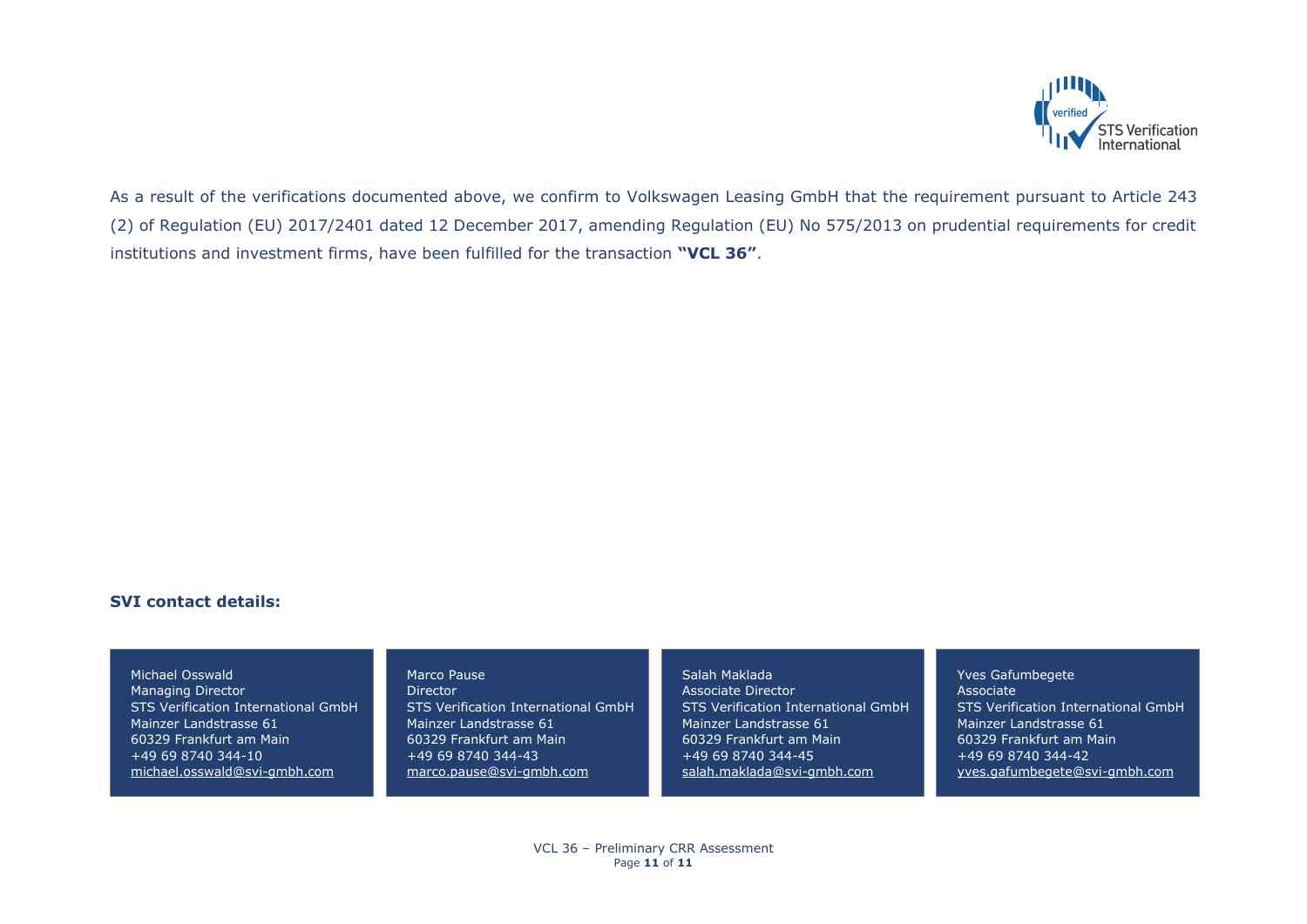As a result of the verifications documented above, we confirm to Volkswagen Leasing GmbH that the requirement pursuant to Article 243 (2) of Regulation (EU) 2017/2401 dated 12 December 2017, amending Regulation (EU) No 575/2013 on prudential requirements for credit institutions and investment firms, have been fulfilled for the transaction **"VCL 36"**.

**SVI contact details:**

| | | | |
|---|---|---|---|
| Michael Osswald<br>Managing Director<br>STS Verification International GmbH<br>Mainzer Landstrasse 61<br>60329 Frankfurt am Main<br>+49 69 8740 344-10<br>michael.osswald@svi-gmbh.com | Marco Pause<br>Director<br>STS Verification International GmbH<br>Mainzer Landstrasse 61<br>60329 Frankfurt am Main<br>+49 69 8740 344-43<br>marco.pause@svi-gmbh.com | Salah Maklada<br>Associate Director<br>STS Verification International GmbH<br>Mainzer Landstrasse 61<br>60329 Frankfurt am Main<br>+49 69 8740 344-45<br>salah.maklada@svi-gmbh.com | Yves Gafumbegete<br>Associate<br>STS Verification International GmbH<br>Mainzer Landstrasse 61<br>60329 Frankfurt am Main<br>+49 69 8740 344-42<br>yves.gafumbegete@svi-gmbh.com |